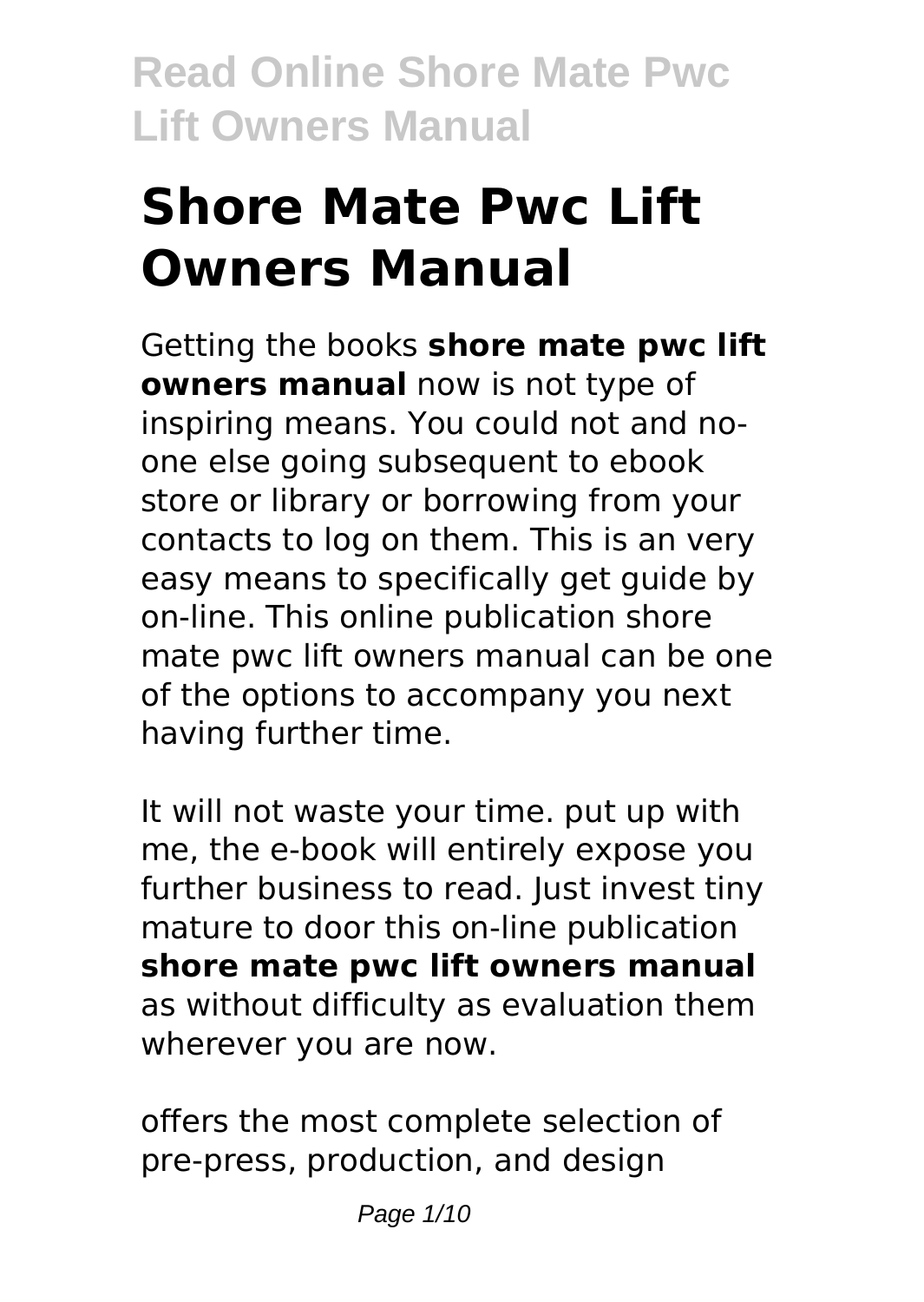# Shore Mate Pwc Lift Owners Manual

Getting the books **shore mate pwc lift owners manual** now is not type of inspiring means. You could not and no-one else going subsequent to ebook store or library or borrowing from your contacts to log on them. This is an very easy means to specifically get guide by on-line. This online publication shore mate pwc lift owners manual can be one of the options to accompany you next having further time.

It will not waste your time. put up with me, the e-book will entirely expose you further business to read. Just invest tiny mature to door this on-line publication **shore mate pwc lift owners manual** as without difficulty as evaluation them wherever you are now.

offers the most complete selection of pre-press, production, and design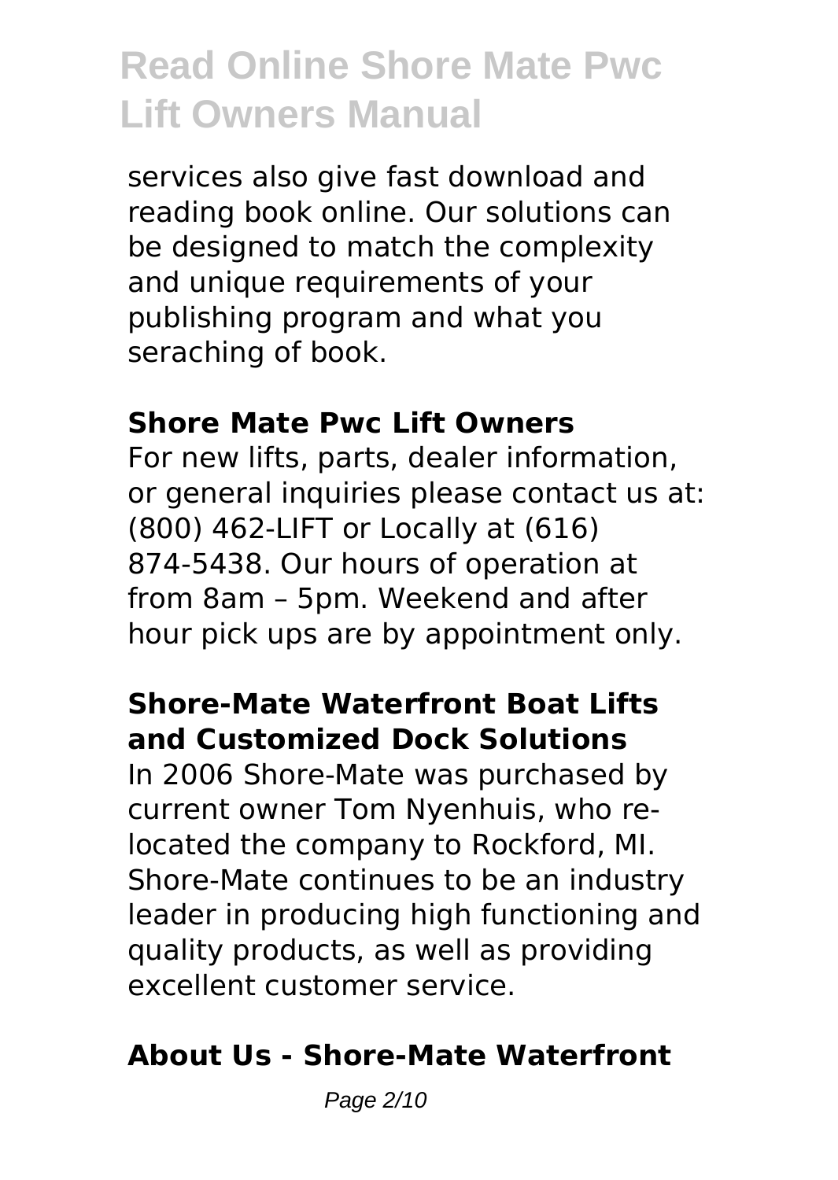services also give fast download and reading book online. Our solutions can be designed to match the complexity and unique requirements of your publishing program and what you seraching of book.

### Shore Mate Pwc Lift Owners

For new lifts, parts, dealer information, or general inquiries please contact us at: (800) 462-LIFT or Locally at (616) 874-5438. Our hours of operation at from 8am – 5pm. Weekend and after hour pick ups are by appointment only.

### Shore-Mate Waterfront Boat Lifts and Customized Dock Solutions

In 2006 Shore-Mate was purchased by current owner Tom Nyenhuis, who re-located the company to Rockford, MI. Shore-Mate continues to be an industry leader in producing high functioning and quality products, as well as providing excellent customer service.

### About Us - Shore-Mate Waterfront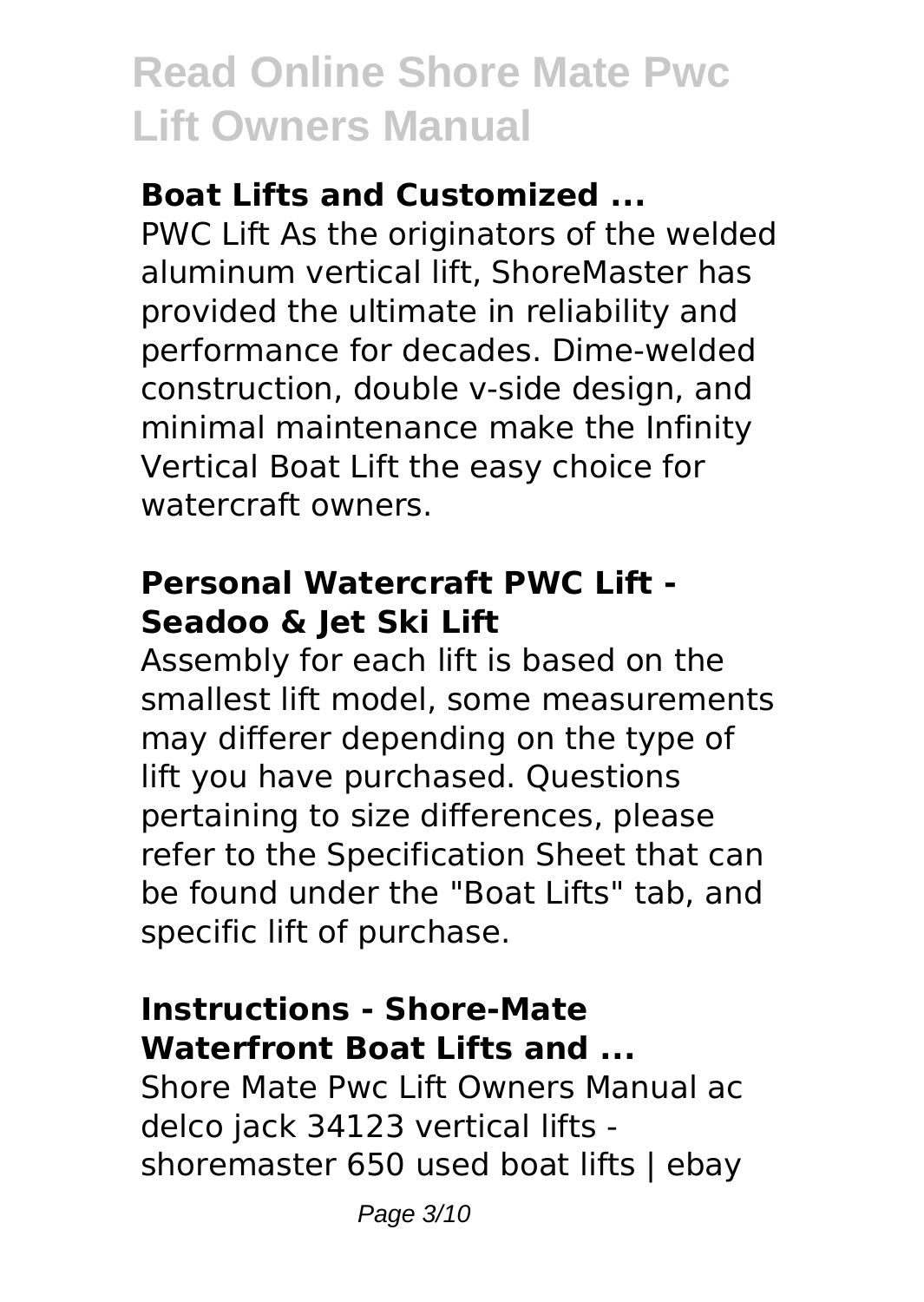### Boat Lifts and Customized ...

PWC Lift As the originators of the welded aluminum vertical lift, ShoreMaster has provided the ultimate in reliability and performance for decades. Dime-welded construction, double v-side design, and minimal maintenance make the Infinity Vertical Boat Lift the easy choice for watercraft owners.

### Personal Watercraft PWC Lift - Seadoo & Jet Ski Lift

Assembly for each lift is based on the smallest lift model, some measurements may differer depending on the type of lift you have purchased. Questions pertaining to size differences, please refer to the Specification Sheet that can be found under the "Boat Lifts" tab, and specific lift of purchase.

### Instructions - Shore-Mate Waterfront Boat Lifts and ...

Shore Mate Pwc Lift Owners Manual ac delco jack 34123 vertical lifts - shoremaster 650 used boat lifts | ebay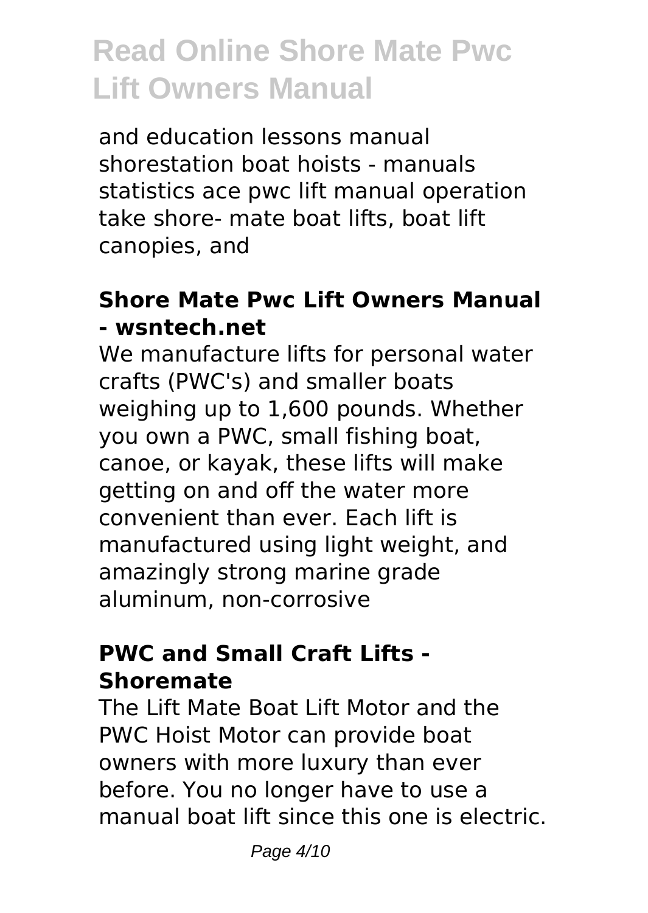and education lessons manual shorestation boat hoists - manuals statistics ace pwc lift manual operation take shore- mate boat lifts, boat lift canopies, and

### Shore Mate Pwc Lift Owners Manual - wsntech.net

We manufacture lifts for personal water crafts (PWC's) and smaller boats weighing up to 1,600 pounds. Whether you own a PWC, small fishing boat, canoe, or kayak, these lifts will make getting on and off the water more convenient than ever. Each lift is manufactured using light weight, and amazingly strong marine grade aluminum, non-corrosive

### PWC and Small Craft Lifts - Shoremate

The Lift Mate Boat Lift Motor and the PWC Hoist Motor can provide boat owners with more luxury than ever before. You no longer have to use a manual boat lift since this one is electric.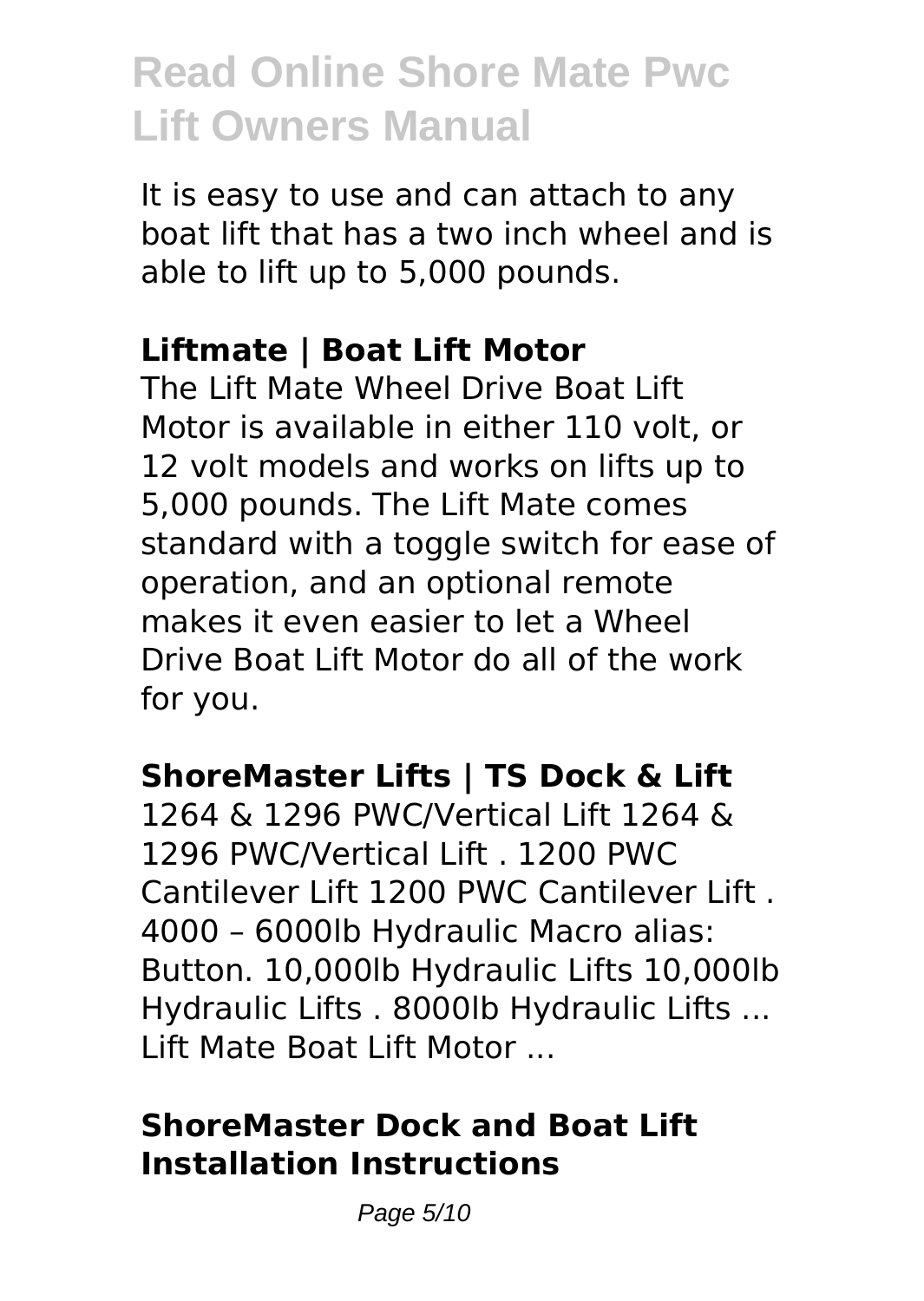It is easy to use and can attach to any boat lift that has a two inch wheel and is able to lift up to 5,000 pounds.

### Liftmate | Boat Lift Motor

The Lift Mate Wheel Drive Boat Lift Motor is available in either 110 volt, or 12 volt models and works on lifts up to 5,000 pounds. The Lift Mate comes standard with a toggle switch for ease of operation, and an optional remote makes it even easier to let a Wheel Drive Boat Lift Motor do all of the work for you.

### ShoreMaster Lifts | TS Dock & Lift

1264 & 1296 PWC/Vertical Lift 1264 & 1296 PWC/Vertical Lift . 1200 PWC Cantilever Lift 1200 PWC Cantilever Lift . 4000 – 6000lb Hydraulic Macro alias: Button. 10,000lb Hydraulic Lifts 10,000lb Hydraulic Lifts . 8000lb Hydraulic Lifts ... Lift Mate Boat Lift Motor ...

### ShoreMaster Dock and Boat Lift Installation Instructions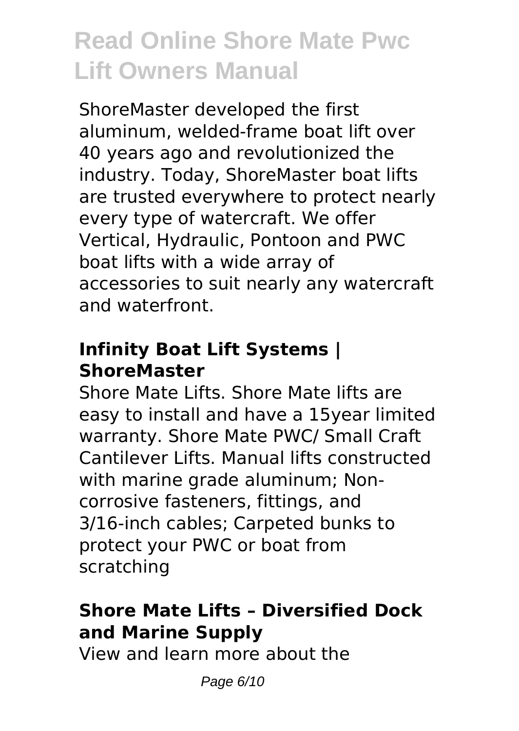ShoreMaster developed the first aluminum, welded-frame boat lift over 40 years ago and revolutionized the industry. Today, ShoreMaster boat lifts are trusted everywhere to protect nearly every type of watercraft. We offer Vertical, Hydraulic, Pontoon and PWC boat lifts with a wide array of accessories to suit nearly any watercraft and waterfront.

### Infinity Boat Lift Systems | ShoreMaster

Shore Mate Lifts. Shore Mate lifts are easy to install and have a 15year limited warranty. Shore Mate PWC/ Small Craft Cantilever Lifts. Manual lifts constructed with marine grade aluminum; Non-corrosive fasteners, fittings, and 3/16-inch cables; Carpeted bunks to protect your PWC or boat from scratching

### Shore Mate Lifts – Diversified Dock and Marine Supply

View and learn more about the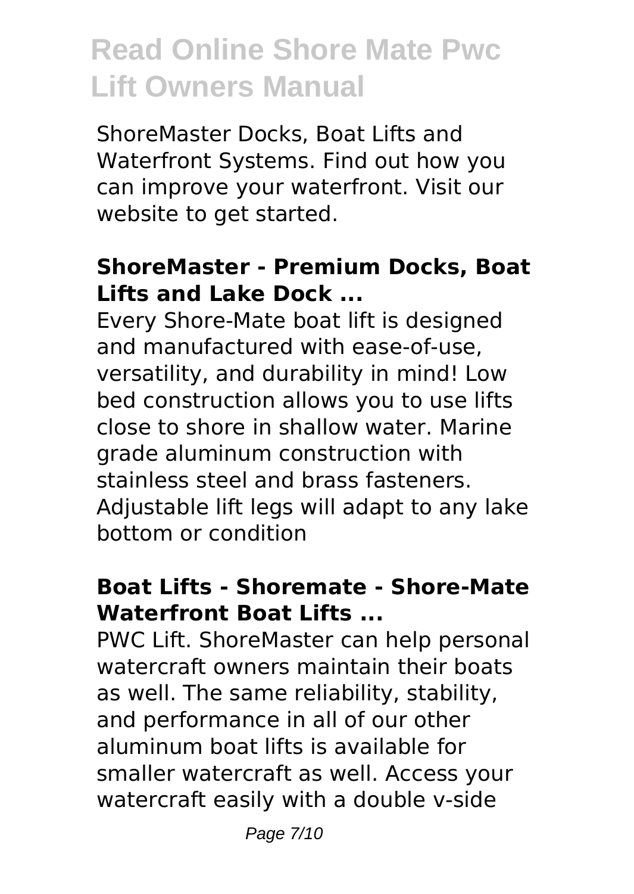ShoreMaster Docks, Boat Lifts and Waterfront Systems. Find out how you can improve your waterfront. Visit our website to get started.

### ShoreMaster - Premium Docks, Boat Lifts and Lake Dock ...

Every Shore-Mate boat lift is designed and manufactured with ease-of-use, versatility, and durability in mind! Low bed construction allows you to use lifts close to shore in shallow water. Marine grade aluminum construction with stainless steel and brass fasteners. Adjustable lift legs will adapt to any lake bottom or condition

### Boat Lifts - Shoremate - Shore-Mate Waterfront Boat Lifts ...

PWC Lift. ShoreMaster can help personal watercraft owners maintain their boats as well. The same reliability, stability, and performance in all of our other aluminum boat lifts is available for smaller watercraft as well. Access your watercraft easily with a double v-side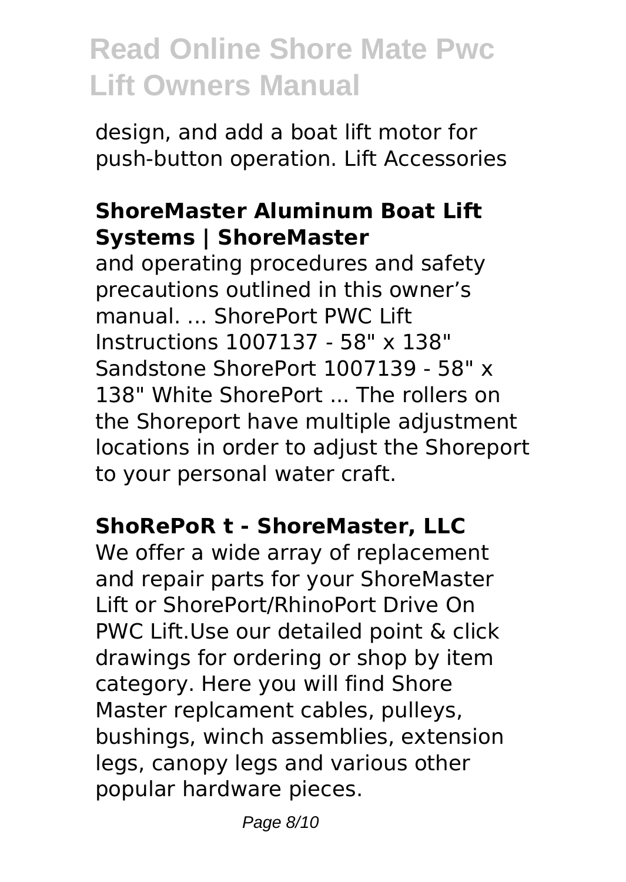design, and add a boat lift motor for push-button operation. Lift Accessories

### ShoreMaster Aluminum Boat Lift Systems | ShoreMaster

and operating procedures and safety precautions outlined in this owner's manual. ... ShorePort PWC Lift Instructions 1007137 - 58" x 138" Sandstone ShorePort 1007139 - 58" x 138" White ShorePort ... The rollers on the Shoreport have multiple adjustment locations in order to adjust the Shoreport to your personal water craft.

### ShoRePoR t - ShoreMaster, LLC

We offer a wide array of replacement and repair parts for your ShoreMaster Lift or ShorePort/RhinoPort Drive On PWC Lift.Use our detailed point & click drawings for ordering or shop by item category. Here you will find Shore Master replcament cables, pulleys, bushings, winch assemblies, extension legs, canopy legs and various other popular hardware pieces.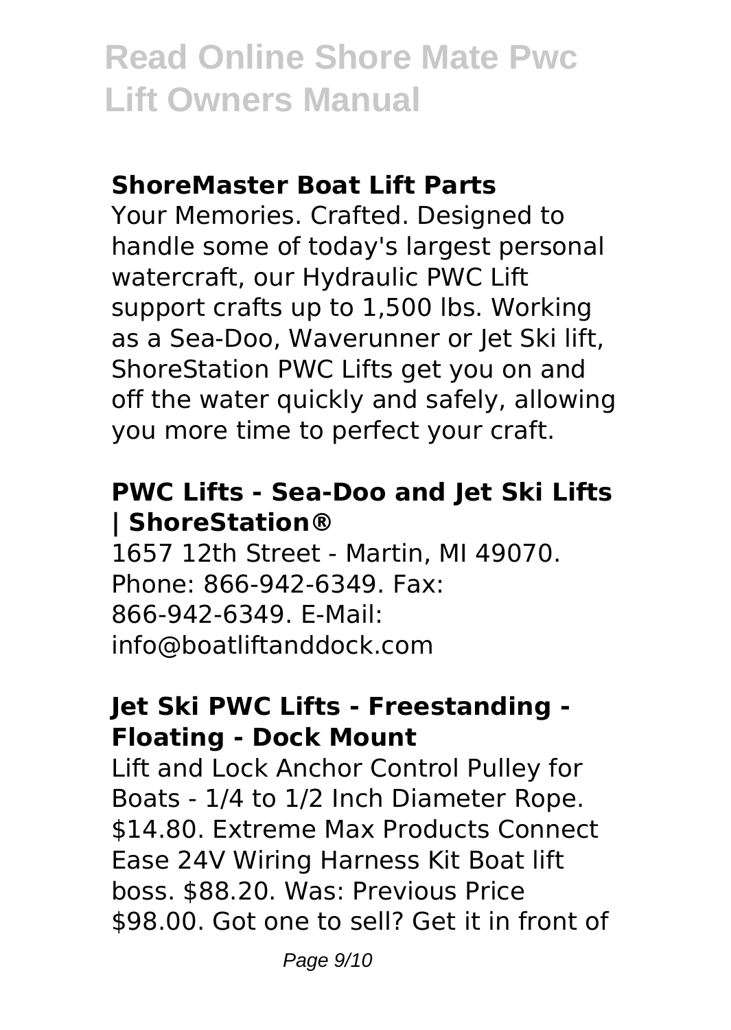### ShoreMaster Boat Lift Parts

Your Memories. Crafted. Designed to handle some of today's largest personal watercraft, our Hydraulic PWC Lift support crafts up to 1,500 lbs. Working as a Sea-Doo, Waverunner or Jet Ski lift, ShoreStation PWC Lifts get you on and off the water quickly and safely, allowing you more time to perfect your craft.

### PWC Lifts - Sea-Doo and Jet Ski Lifts | ShoreStation®

1657 12th Street - Martin, MI 49070. Phone: 866-942-6349. Fax: 866-942-6349. E-Mail: info@boatliftanddock.com

### Jet Ski PWC Lifts - Freestanding - Floating - Dock Mount

Lift and Lock Anchor Control Pulley for Boats - 1/4 to 1/2 Inch Diameter Rope. $14.80. Extreme Max Products Connect Ease 24V Wiring Harness Kit Boat lift boss. $88.20. Was: Previous Price $98.00. Got one to sell? Get it in front of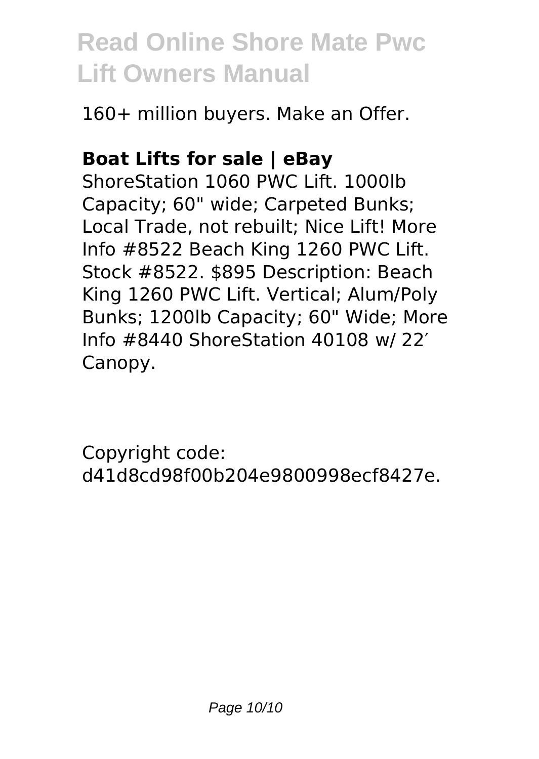160+ million buyers. Make an Offer.

**Boat Lifts for sale | eBay**

ShoreStation 1060 PWC Lift. 1000lb Capacity; 60" wide; Carpeted Bunks; Local Trade, not rebuilt; Nice Lift! More Info #8522 Beach King 1260 PWC Lift. Stock #8522. $895 Description: Beach King 1260 PWC Lift. Vertical; Alum/Poly Bunks; 1200lb Capacity; 60" Wide; More Info #8440 ShoreStation 40108 w/ 22′ Canopy.

Copyright code: d41d8cd98f00b204e9800998ecf8427e.